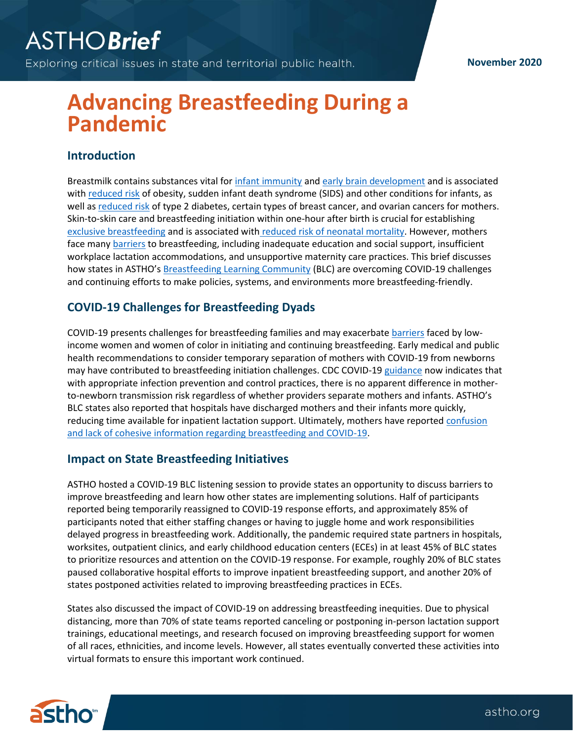# Advancing Breastfeeding During a Pandemic

## Introduction

Breastmilk contains substances vital for infant immunity and early brain development and is associated with reduced risk of obesity, sudden infant death syndrome (SIDS) and other conditions for infants, as well as reduced risk of type 2 diabetes, certain types of breast cancer, and ovarian cancers for mothers. Skin-to-skin care and breastfeeding initiation within one-hour after birth is crucial for establishing exclusive breastfeeding and is associated with reduced risk of neonatal mortality. However, mothers face many barriers to breastfeeding, including inadequate education and social support, insufficient workplace lactation accommodations, and unsupportive maternity care practices. This brief discusses how states in ASTHO's Breastfeeding Learning Community (BLC) are overcoming COVID-19 challenges and continuing efforts to make policies, systems, and environments more breastfeeding-friendly.

## COVID-19 Challenges for Breastfeeding Dyads

COVID-19 presents challenges for breastfeeding families and may exacerbate barriers faced by low-income women and women of color in initiating and continuing breastfeeding. Early medical and public health recommendations to consider temporary separation of mothers with COVID-19 from newborns may have contributed to breastfeeding initiation challenges. CDC COVID-19 guidance now indicates that with appropriate infection prevention and control practices, there is no apparent difference in mother-to-newborn transmission risk regardless of whether providers separate mothers and infants. ASTHO's BLC states also reported that hospitals have discharged mothers and their infants more quickly, reducing time available for inpatient lactation support. Ultimately, mothers have reported confusion and lack of cohesive information regarding breastfeeding and COVID-19.

## Impact on State Breastfeeding Initiatives

ASTHO hosted a COVID-19 BLC listening session to provide states an opportunity to discuss barriers to improve breastfeeding and learn how other states are implementing solutions. Half of participants reported being temporarily reassigned to COVID-19 response efforts, and approximately 85% of participants noted that either staffing changes or having to juggle home and work responsibilities delayed progress in breastfeeding work. Additionally, the pandemic required state partners in hospitals, worksites, outpatient clinics, and early childhood education centers (ECEs) in at least 45% of BLC states to prioritize resources and attention on the COVID-19 response. For example, roughly 20% of BLC states paused collaborative hospital efforts to improve inpatient breastfeeding support, and another 20% of states postponed activities related to improving breastfeeding practices in ECEs.

States also discussed the impact of COVID-19 on addressing breastfeeding inequities. Due to physical distancing, more than 70% of state teams reported canceling or postponing in-person lactation support trainings, educational meetings, and research focused on improving breastfeeding support for women of all races, ethnicities, and income levels. However, all states eventually converted these activities into virtual formats to ensure this important work continued.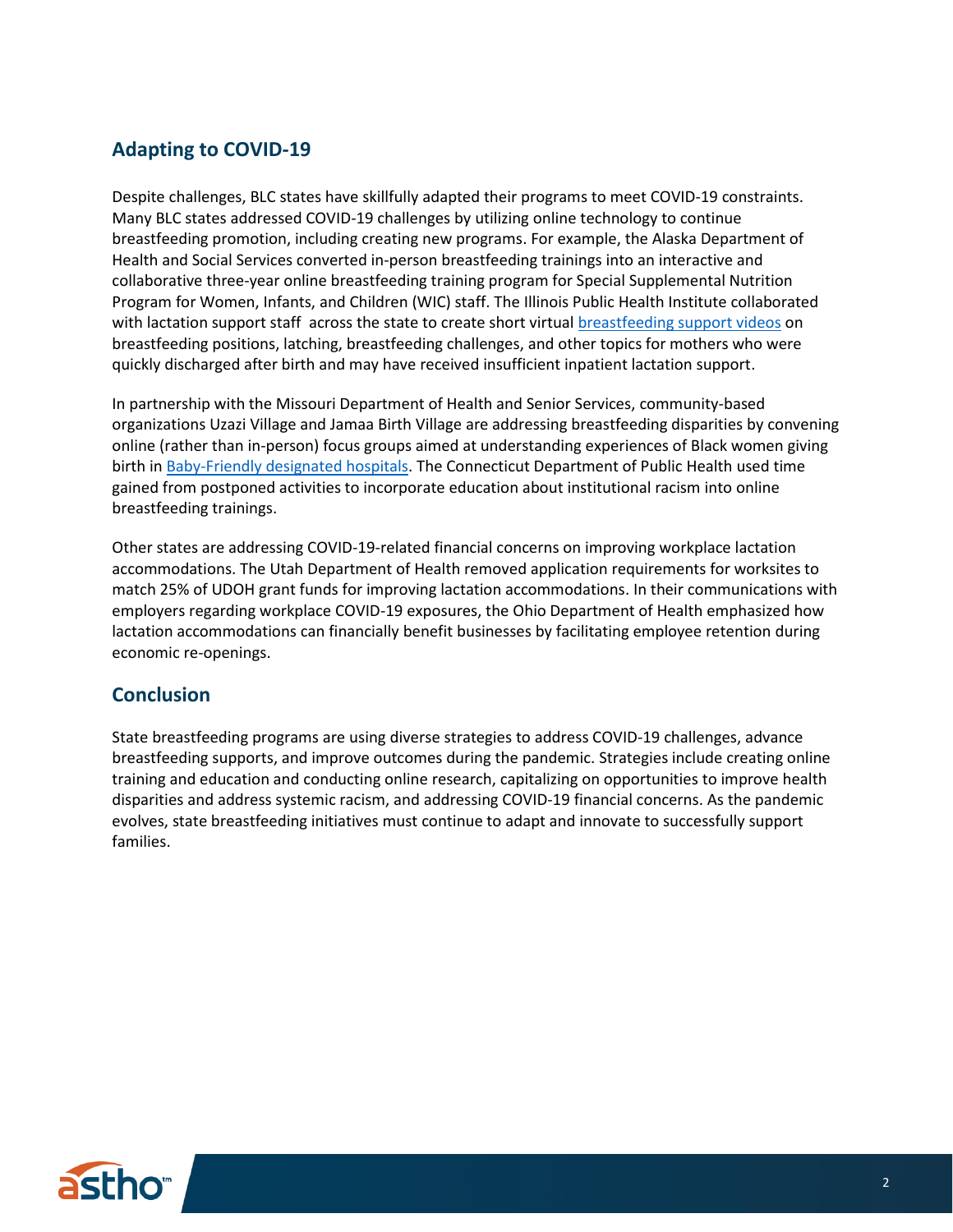## Adapting to COVID-19

Despite challenges, BLC states have skillfully adapted their programs to meet COVID-19 constraints. Many BLC states addressed COVID-19 challenges by utilizing online technology to continue breastfeeding promotion, including creating new programs. For example, the Alaska Department of Health and Social Services converted in-person breastfeeding trainings into an interactive and collaborative three-year online breastfeeding training program for Special Supplemental Nutrition Program for Women, Infants, and Children (WIC) staff. The Illinois Public Health Institute collaborated with lactation support staff across the state to create short virtual breastfeeding support videos on breastfeeding positions, latching, breastfeeding challenges, and other topics for mothers who were quickly discharged after birth and may have received insufficient inpatient lactation support.

In partnership with the Missouri Department of Health and Senior Services, community-based organizations Uzazi Village and Jamaa Birth Village are addressing breastfeeding disparities by convening online (rather than in-person) focus groups aimed at understanding experiences of Black women giving birth in Baby-Friendly designated hospitals. The Connecticut Department of Public Health used time gained from postponed activities to incorporate education about institutional racism into online breastfeeding trainings.

Other states are addressing COVID-19-related financial concerns on improving workplace lactation accommodations. The Utah Department of Health removed application requirements for worksites to match 25% of UDOH grant funds for improving lactation accommodations. In their communications with employers regarding workplace COVID-19 exposures, the Ohio Department of Health emphasized how lactation accommodations can financially benefit businesses by facilitating employee retention during economic re-openings.

## Conclusion

State breastfeeding programs are using diverse strategies to address COVID-19 challenges, advance breastfeeding supports, and improve outcomes during the pandemic. Strategies include creating online training and education and conducting online research, capitalizing on opportunities to improve health disparities and address systemic racism, and addressing COVID-19 financial concerns. As the pandemic evolves, state breastfeeding initiatives must continue to adapt and innovate to successfully support families.